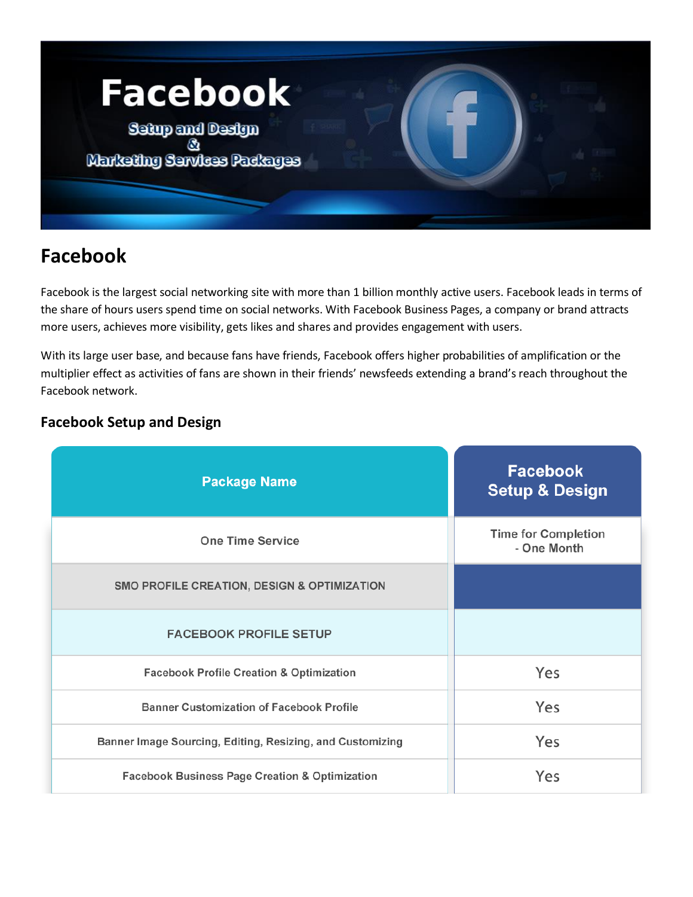# Facebook

Facebook is the largest social networking site with more than 1 billion monthly active users. Facebook leads in terms of the share of hours users spend time on social networks. With Facebook Business Pages, a company or brand attracts more users, achieves more visibility, gets likes and shares and provides engagement with users.

With its large user base, and because fans have friends, Facebook offers higher probabilities of amplification or the multiplier effect as activities of fans are shown in their friends' newsfeeds extending a brand's reach throughout the Facebook network.

## Facebook Setup and Design

| Package Name | Facebook Setup & Design |
|---|---|
| One Time Service | Time for Completion - One Month |
| SMO PROFILE CREATION, DESIGN & OPTIMIZATION | |
| FACEBOOK PROFILE SETUP | |
| Facebook Profile Creation & Optimization | Yes |
| Banner Customization of Facebook Profile | Yes |
| Banner Image Sourcing, Editing, Resizing, and Customizing | Yes |
| Facebook Business Page Creation & Optimization | Yes |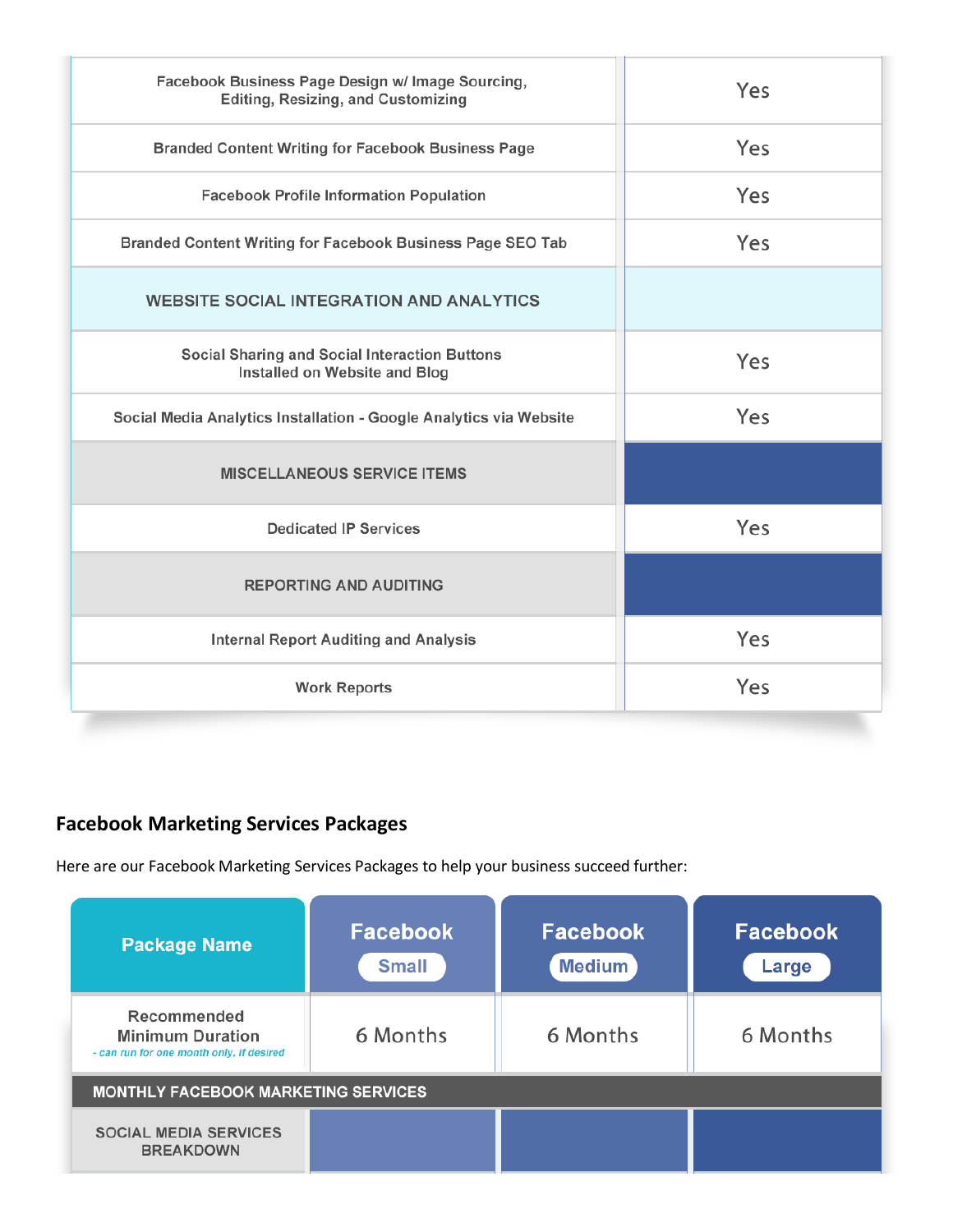| | |
|---|---|
| Facebook Business Page Design w/ Image Sourcing, Editing, Resizing, and Customizing | Yes |
| Branded Content Writing for Facebook Business Page | Yes |
| Facebook Profile Information Population | Yes |
| Branded Content Writing for Facebook Business Page SEO Tab | Yes |
| WEBSITE SOCIAL INTEGRATION AND ANALYTICS | |
| Social Sharing and Social Interaction Buttons Installed on Website and Blog | Yes |
| Social Media Analytics Installation - Google Analytics via Website | Yes |
| MISCELLANEOUS SERVICE ITEMS | |
| Dedicated IP Services | Yes |
| REPORTING AND AUDITING | |
| Internal Report Auditing and Analysis | Yes |
| Work Reports | Yes |

## Facebook Marketing Services Packages

Here are our Facebook Marketing Services Packages to help your business succeed further:

| Package Name | Facebook Small | Facebook Medium | Facebook Large |
|---|---|---|---|
| Recommended Minimum Duration *- can run for one month only, if desired* | 6 Months | 6 Months | 6 Months |
| MONTHLY FACEBOOK MARKETING SERVICES | | | |
| SOCIAL MEDIA SERVICES BREAKDOWN | | | |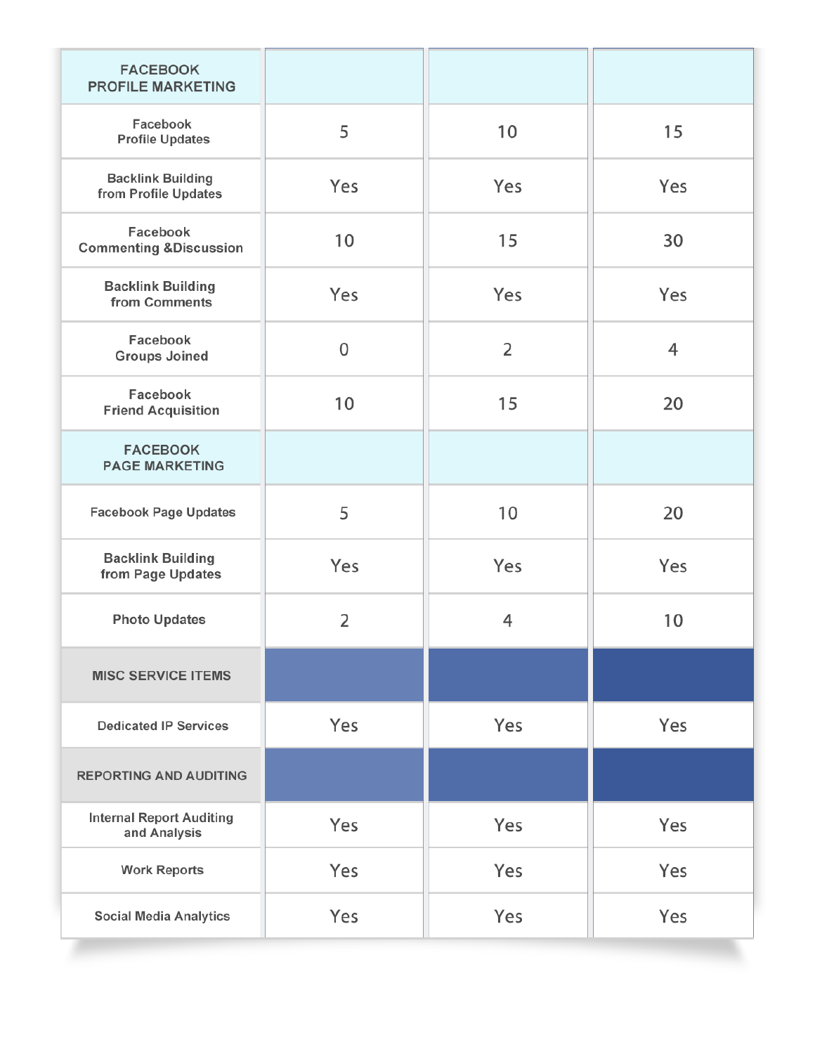| FACEBOOK PROFILE MARKETING | | | |
|---|---|---|---|
| Facebook Profile Updates | 5 | 10 | 15 |
| Backlink Building from Profile Updates | Yes | Yes | Yes |
| Facebook Commenting &Discussion | 10 | 15 | 30 |
| Backlink Building from Comments | Yes | Yes | Yes |
| Facebook Groups Joined | 0 | 2 | 4 |
| Facebook Friend Acquisition | 10 | 15 | 20 |
| **FACEBOOK PAGE MARKETING** | | | |
| Facebook Page Updates | 5 | 10 | 20 |
| Backlink Building from Page Updates | Yes | Yes | Yes |
| Photo Updates | 2 | 4 | 10 |
| **MISC SERVICE ITEMS** | | | |
| Dedicated IP Services | Yes | Yes | Yes |
| **REPORTING AND AUDITING** | | | |
| Internal Report Auditing and Analysis | Yes | Yes | Yes |
| Work Reports | Yes | Yes | Yes |
| Social Media Analytics | Yes | Yes | Yes |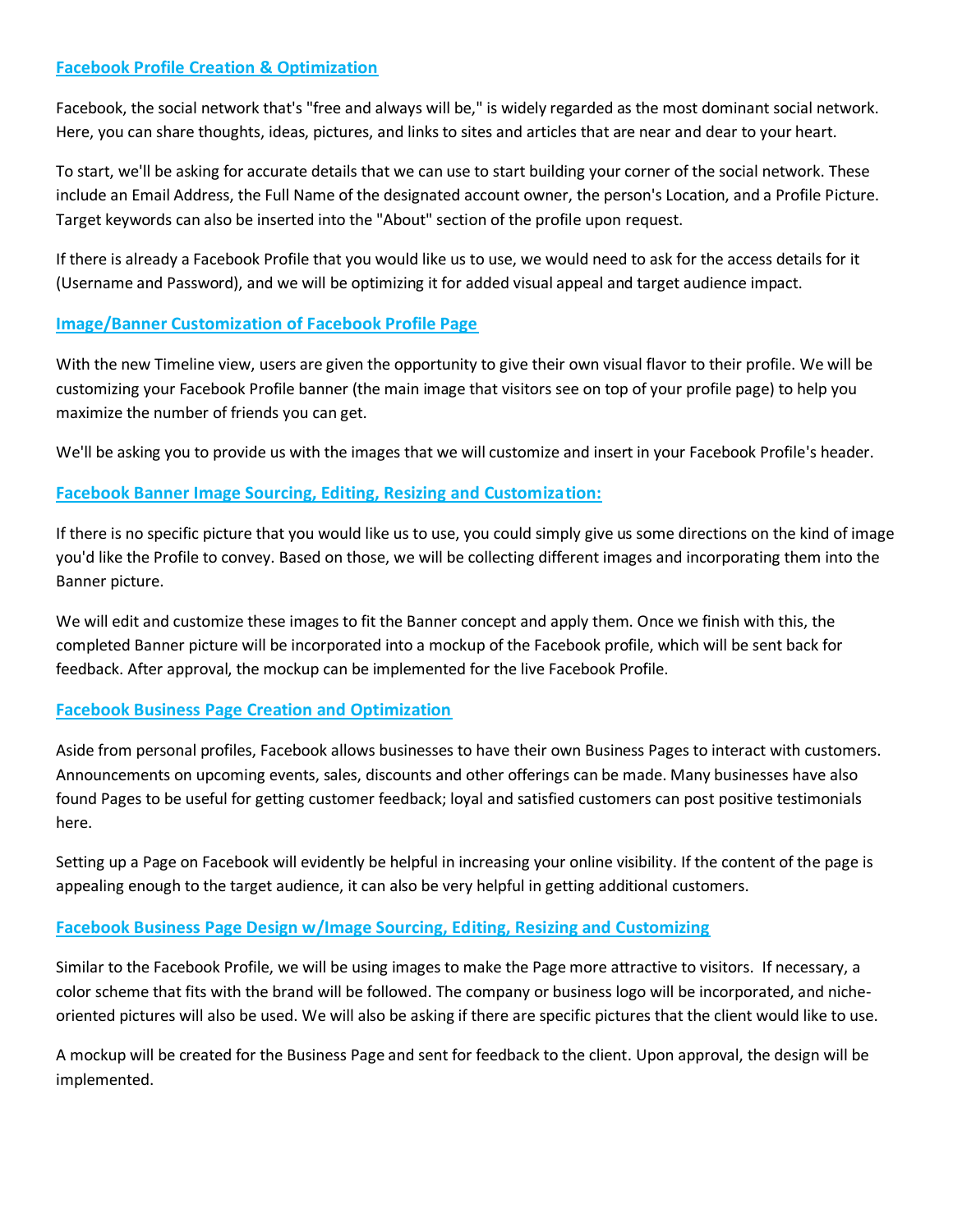## Facebook Profile Creation & Optimization

Facebook, the social network that's "free and always will be," is widely regarded as the most dominant social network. Here, you can share thoughts, ideas, pictures, and links to sites and articles that are near and dear to your heart.

To start, we'll be asking for accurate details that we can use to start building your corner of the social network. These include an Email Address, the Full Name of the designated account owner, the person's Location, and a Profile Picture. Target keywords can also be inserted into the "About" section of the profile upon request.

If there is already a Facebook Profile that you would like us to use, we would need to ask for the access details for it (Username and Password), and we will be optimizing it for added visual appeal and target audience impact.

## Image/Banner Customization of Facebook Profile Page

With the new Timeline view, users are given the opportunity to give their own visual flavor to their profile. We will be customizing your Facebook Profile banner (the main image that visitors see on top of your profile page) to help you maximize the number of friends you can get.

We'll be asking you to provide us with the images that we will customize and insert in your Facebook Profile's header.

## Facebook Banner Image Sourcing, Editing, Resizing and Customization:

If there is no specific picture that you would like us to use, you could simply give us some directions on the kind of image you'd like the Profile to convey. Based on those, we will be collecting different images and incorporating them into the Banner picture.

We will edit and customize these images to fit the Banner concept and apply them. Once we finish with this, the completed Banner picture will be incorporated into a mockup of the Facebook profile, which will be sent back for feedback. After approval, the mockup can be implemented for the live Facebook Profile.

## Facebook Business Page Creation and Optimization

Aside from personal profiles, Facebook allows businesses to have their own Business Pages to interact with customers. Announcements on upcoming events, sales, discounts and other offerings can be made. Many businesses have also found Pages to be useful for getting customer feedback; loyal and satisfied customers can post positive testimonials here.

Setting up a Page on Facebook will evidently be helpful in increasing your online visibility. If the content of the page is appealing enough to the target audience, it can also be very helpful in getting additional customers.

## Facebook Business Page Design w/Image Sourcing, Editing, Resizing and Customizing

Similar to the Facebook Profile, we will be using images to make the Page more attractive to visitors. If necessary, a color scheme that fits with the brand will be followed. The company or business logo will be incorporated, and niche-oriented pictures will also be used. We will also be asking if there are specific pictures that the client would like to use.

A mockup will be created for the Business Page and sent for feedback to the client. Upon approval, the design will be implemented.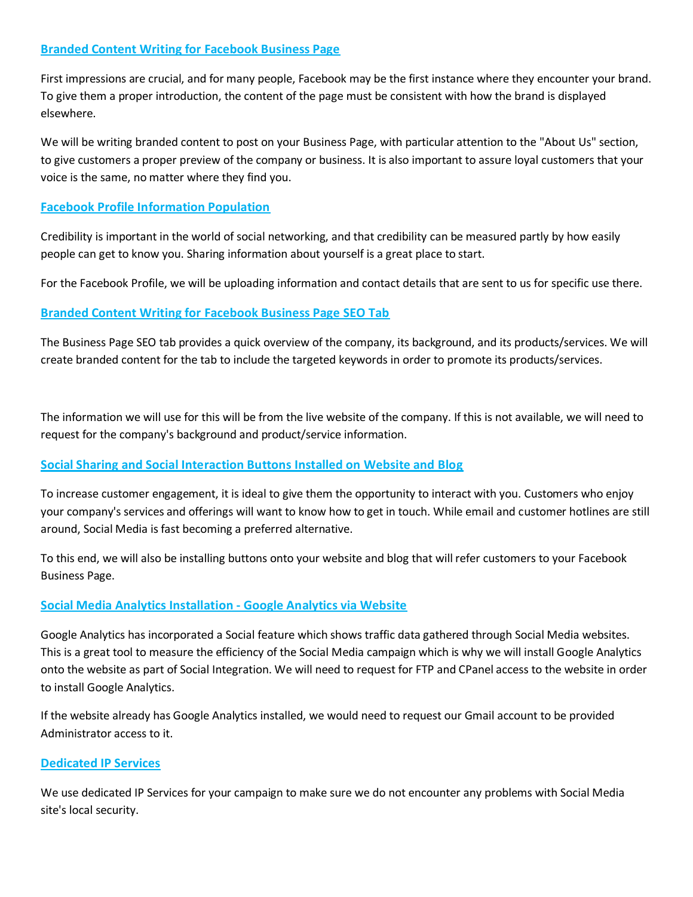### Branded Content Writing for Facebook Business Page

First impressions are crucial, and for many people, Facebook may be the first instance where they encounter your brand. To give them a proper introduction, the content of the page must be consistent with how the brand is displayed elsewhere.

We will be writing branded content to post on your Business Page, with particular attention to the "About Us" section, to give customers a proper preview of the company or business. It is also important to assure loyal customers that your voice is the same, no matter where they find you.

### Facebook Profile Information Population

Credibility is important in the world of social networking, and that credibility can be measured partly by how easily people can get to know you. Sharing information about yourself is a great place to start.

For the Facebook Profile, we will be uploading information and contact details that are sent to us for specific use there.

### Branded Content Writing for Facebook Business Page SEO Tab

The Business Page SEO tab provides a quick overview of the company, its background, and its products/services. We will create branded content for the tab to include the targeted keywords in order to promote its products/services.

The information we will use for this will be from the live website of the company. If this is not available, we will need to request for the company's background and product/service information.

### Social Sharing and Social Interaction Buttons Installed on Website and Blog

To increase customer engagement, it is ideal to give them the opportunity to interact with you. Customers who enjoy your company's services and offerings will want to know how to get in touch. While email and customer hotlines are still around, Social Media is fast becoming a preferred alternative.

To this end, we will also be installing buttons onto your website and blog that will refer customers to your Facebook Business Page.

### Social Media Analytics Installation - Google Analytics via Website

Google Analytics has incorporated a Social feature which shows traffic data gathered through Social Media websites. This is a great tool to measure the efficiency of the Social Media campaign which is why we will install Google Analytics onto the website as part of Social Integration. We will need to request for FTP and CPanel access to the website in order to install Google Analytics.

If the website already has Google Analytics installed, we would need to request our Gmail account to be provided Administrator access to it.

### Dedicated IP Services

We use dedicated IP Services for your campaign to make sure we do not encounter any problems with Social Media site's local security.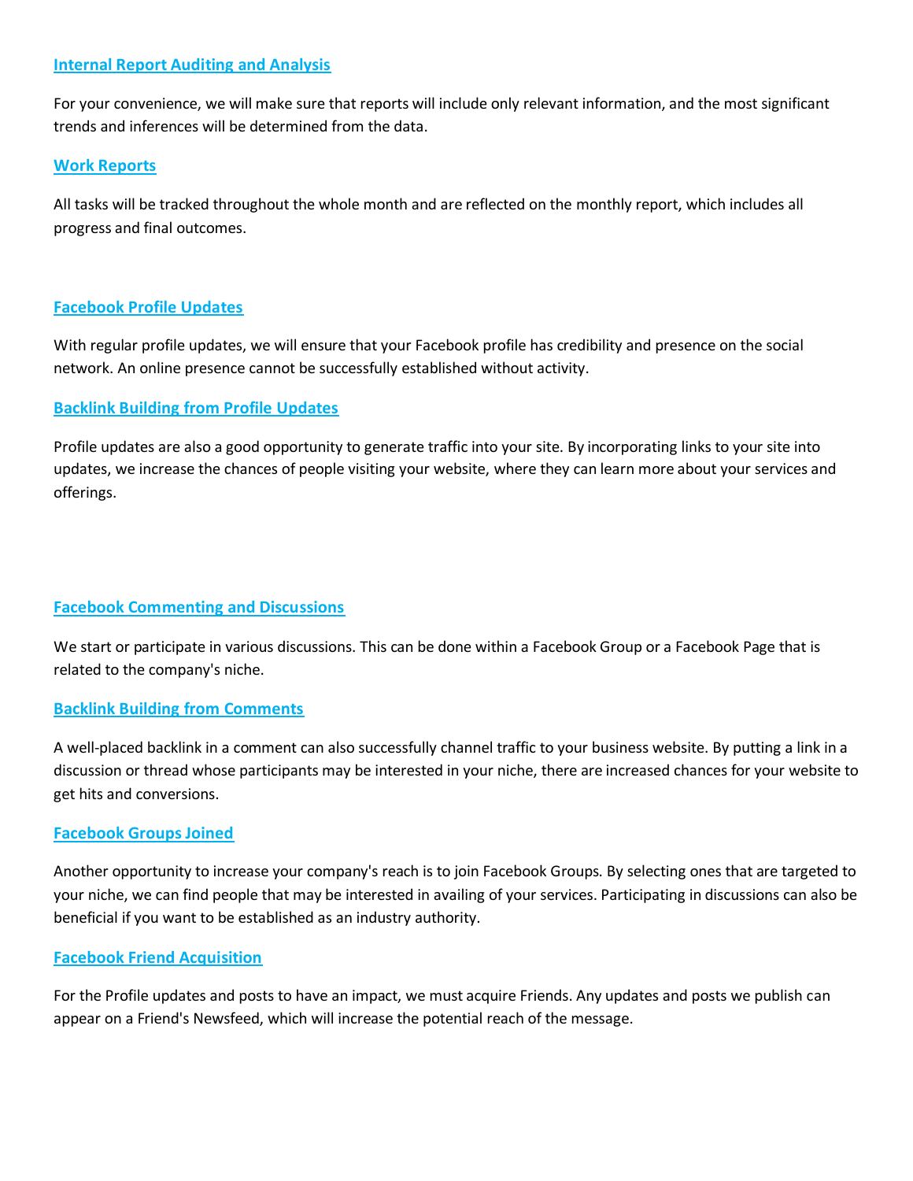### Internal Report Auditing and Analysis

For your convenience, we will make sure that reports will include only relevant information, and the most significant trends and inferences will be determined from the data.

### Work Reports

All tasks will be tracked throughout the whole month and are reflected on the monthly report, which includes all progress and final outcomes.

### Facebook Profile Updates

With regular profile updates, we will ensure that your Facebook profile has credibility and presence on the social network. An online presence cannot be successfully established without activity.

### Backlink Building from Profile Updates

Profile updates are also a good opportunity to generate traffic into your site. By incorporating links to your site into updates, we increase the chances of people visiting your website, where they can learn more about your services and offerings.

### Facebook Commenting and Discussions

We start or participate in various discussions. This can be done within a Facebook Group or a Facebook Page that is related to the company's niche.

### Backlink Building from Comments

A well-placed backlink in a comment can also successfully channel traffic to your business website. By putting a link in a discussion or thread whose participants may be interested in your niche, there are increased chances for your website to get hits and conversions.

### Facebook Groups Joined

Another opportunity to increase your company's reach is to join Facebook Groups. By selecting ones that are targeted to your niche, we can find people that may be interested in availing of your services. Participating in discussions can also be beneficial if you want to be established as an industry authority.

### Facebook Friend Acquisition

For the Profile updates and posts to have an impact, we must acquire Friends. Any updates and posts we publish can appear on a Friend's Newsfeed, which will increase the potential reach of the message.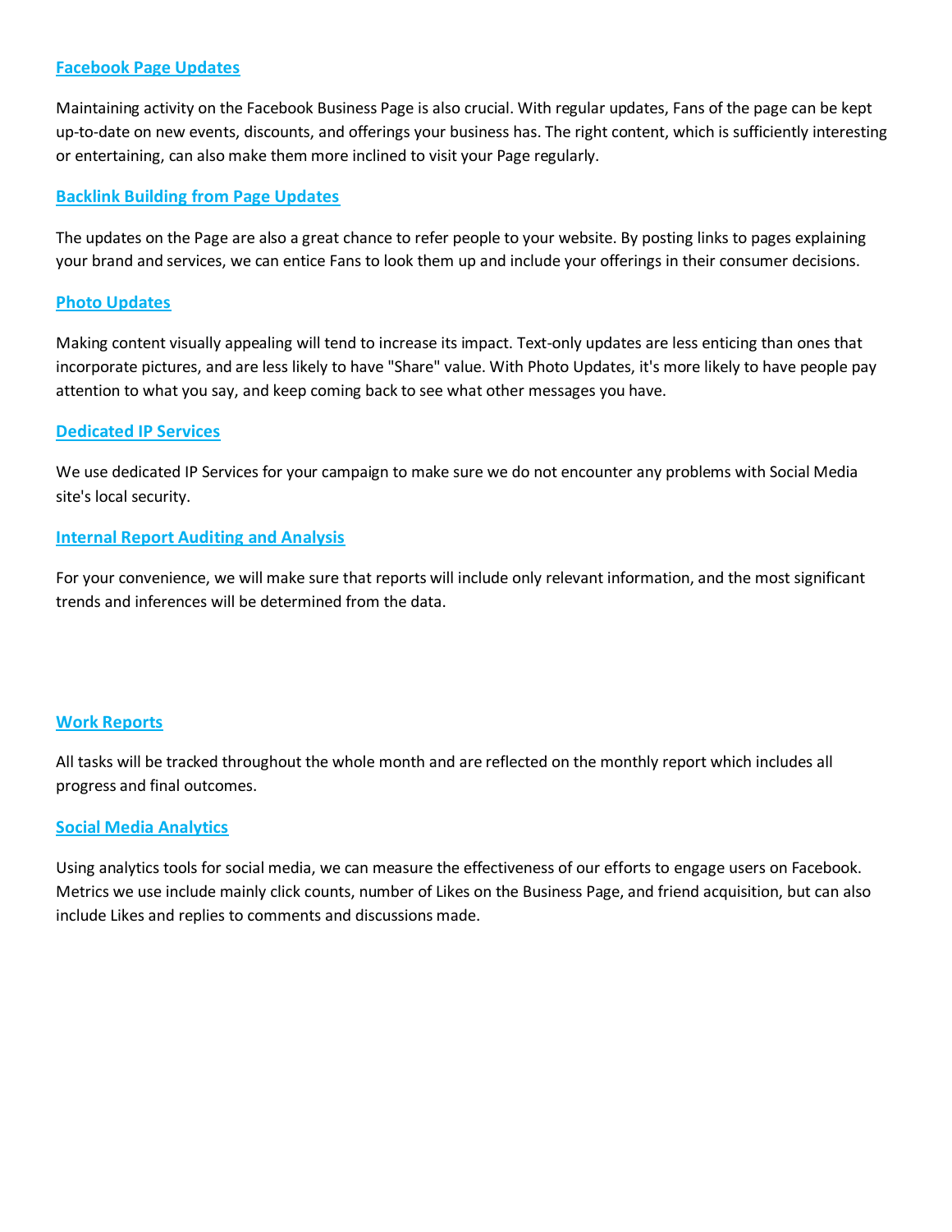### Facebook Page Updates

Maintaining activity on the Facebook Business Page is also crucial. With regular updates, Fans of the page can be kept up-to-date on new events, discounts, and offerings your business has. The right content, which is sufficiently interesting or entertaining, can also make them more inclined to visit your Page regularly.

### Backlink Building from Page Updates

The updates on the Page are also a great chance to refer people to your website. By posting links to pages explaining your brand and services, we can entice Fans to look them up and include your offerings in their consumer decisions.

### Photo Updates

Making content visually appealing will tend to increase its impact. Text-only updates are less enticing than ones that incorporate pictures, and are less likely to have "Share" value. With Photo Updates, it's more likely to have people pay attention to what you say, and keep coming back to see what other messages you have.

### Dedicated IP Services

We use dedicated IP Services for your campaign to make sure we do not encounter any problems with Social Media site's local security.

### Internal Report Auditing and Analysis

For your convenience, we will make sure that reports will include only relevant information, and the most significant trends and inferences will be determined from the data.

### Work Reports

All tasks will be tracked throughout the whole month and are reflected on the monthly report which includes all progress and final outcomes.

### Social Media Analytics

Using analytics tools for social media, we can measure the effectiveness of our efforts to engage users on Facebook. Metrics we use include mainly click counts, number of Likes on the Business Page, and friend acquisition, but can also include Likes and replies to comments and discussions made.